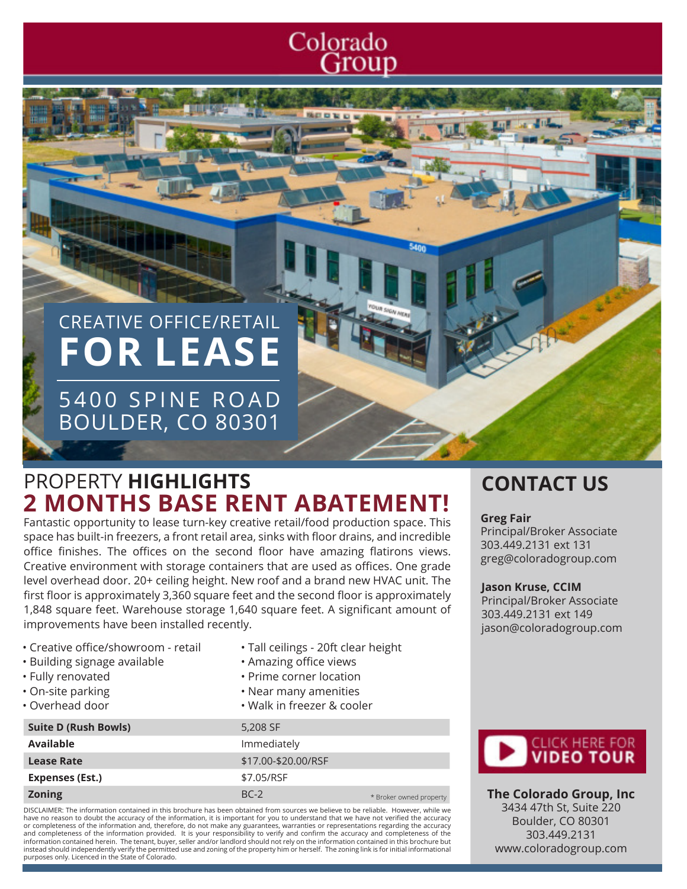Colorado Group

# CREATIVE OFFICE/RETAIL FOR LEASE

5400 SPINE ROAD
BOULDER, CO 80301

## PROPERTY **HIGHLIGHTS**

## 2 MONTHS BASE RENT ABATEMENT!

Fantastic opportunity to lease turn-key creative retail/food production space. This space has built-in freezers, a front retail area, sinks with floor drains, and incredible office finishes. The offices on the second floor have amazing flatirons views. Creative environment with storage containers that are used as offices. One grade level overhead door. 20+ ceiling height. New roof and a brand new HVAC unit. The first floor is approximately 3,360 square feet and the second floor is approximately 1,848 square feet. Warehouse storage 1,640 square feet. A significant amount of improvements have been installed recently.

- Creative office/showroom - retail
- Building signage available
- Fully renovated
- On-site parking
- Overhead door
- Tall ceilings - 20ft clear height
- Amazing office views
- Prime corner location
- Near many amenities
- Walk in freezer & cooler

| | |
|---|---|
| **Suite D (Rush Bowls)** | 5,208 SF |
| **Available** | Immediately |
| **Lease Rate** | $17.00-$20.00/RSF |
| **Expenses (Est.)** | $7.05/RSF |
| **Zoning** | BC-2 |

* Broker owned property

DISCLAIMER: The information contained in this brochure has been obtained from sources we believe to be reliable. However, while we have no reason to doubt the accuracy of the information, it is important for you to understand that we have not verified the accuracy or completeness of the information and, therefore, do not make any guarantees, warranties or representations regarding the accuracy and completeness of the information provided. It is your responsibility to verify and confirm the accuracy and completeness of the information contained herein. The tenant, buyer, seller and/or landlord should not rely on the information contained in this brochure but instead should independently verify the permitted use and zoning of the property him or herself. The zoning link is for initial informational purposes only. Licenced in the State of Colorado.

## CONTACT US

**Greg Fair**
Principal/Broker Associate
303.449.2131 ext 131
greg@coloradogroup.com

**Jason Kruse, CCIM**
Principal/Broker Associate
303.449.2131 ext 149
jason@coloradogroup.com

CLICK HERE FOR VIDEO TOUR

**The Colorado Group, Inc**
3434 47th St, Suite 220
Boulder, CO 80301
303.449.2131
www.coloradogroup.com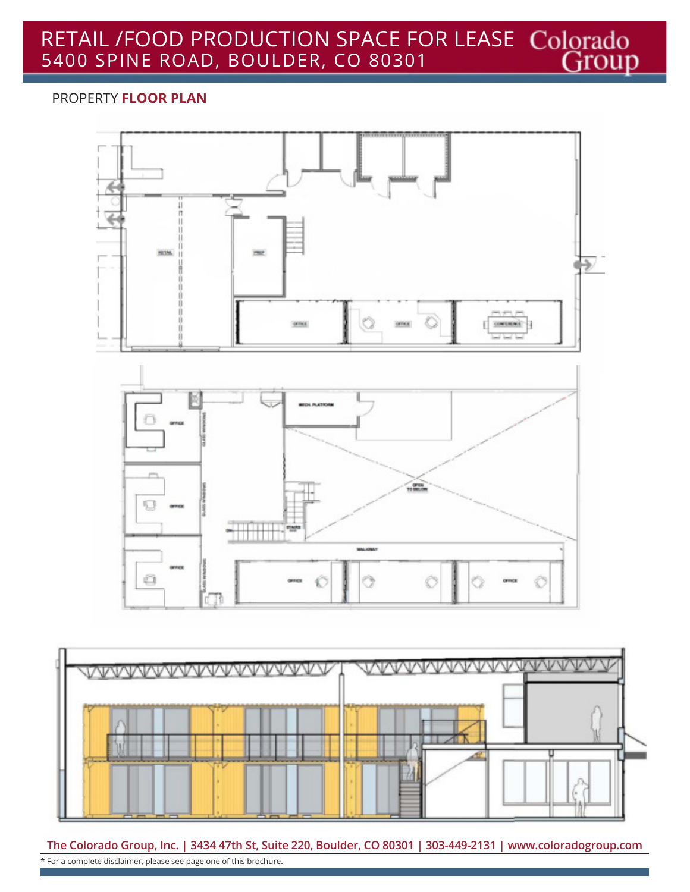# RETAIL /FOOD PRODUCTION SPACE FOR LEASE
## 5400 SPINE ROAD, BOULDER, CO 80301

Colorado Group

PROPERTY **FLOOR PLAN**

The Colorado Group, Inc. | 3434 47th St, Suite 220, Boulder, CO 80301 | 303-449-2131 | www.coloradogroup.com

* For a complete disclaimer, please see page one of this brochure.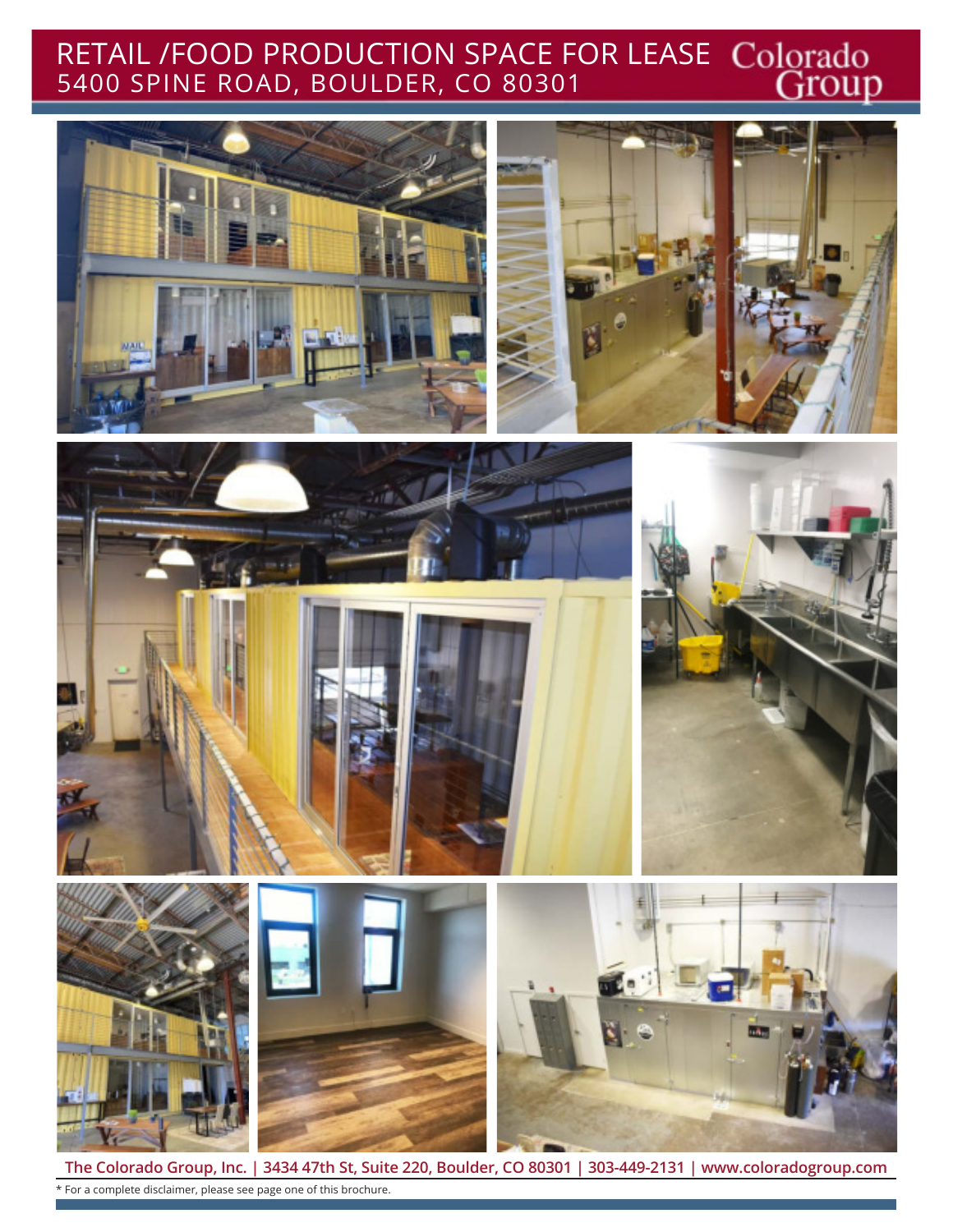# RETAIL /FOOD PRODUCTION SPACE FOR LEASE

## 5400 SPINE ROAD, BOULDER, CO 80301

Colorado Group

The Colorado Group, Inc. | 3434 47th St, Suite 220, Boulder, CO 80301 | 303-449-2131 | www.coloradogroup.com

* For a complete disclaimer, please see page one of this brochure.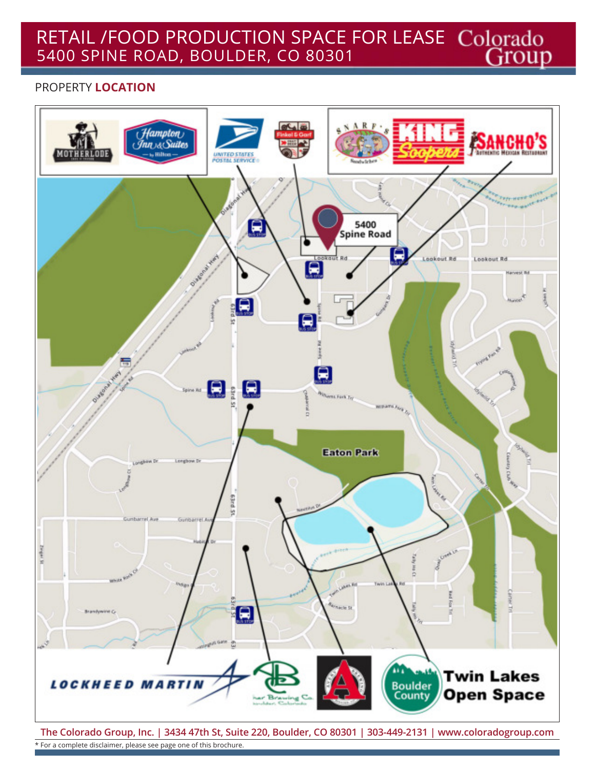# RETAIL /FOOD PRODUCTION SPACE FOR LEASE
## 5400 SPINE ROAD, BOULDER, CO 80301

Colorado Group

PROPERTY **LOCATION**

MOTHERLODE
Hampton Inn & Suites by Hilton
UNITED STATES POSTAL SERVICE
Finkel & Garf
SNARF'S Sandwiches
KING Soopers
SANCHO'S AUTHENTIC MEXICAN RESTAURANT

5400 Spine Road

Eaton Park

LOCKHEED MARTIN
Brewing Co. Boulder, Colorado
Boulder County
Twin Lakes Open Space

**The Colorado Group, Inc. | 3434 47th St, Suite 220, Boulder, CO 80301 | 303-449-2131 | www.coloradogroup.com**

* For a complete disclaimer, please see page one of this brochure.